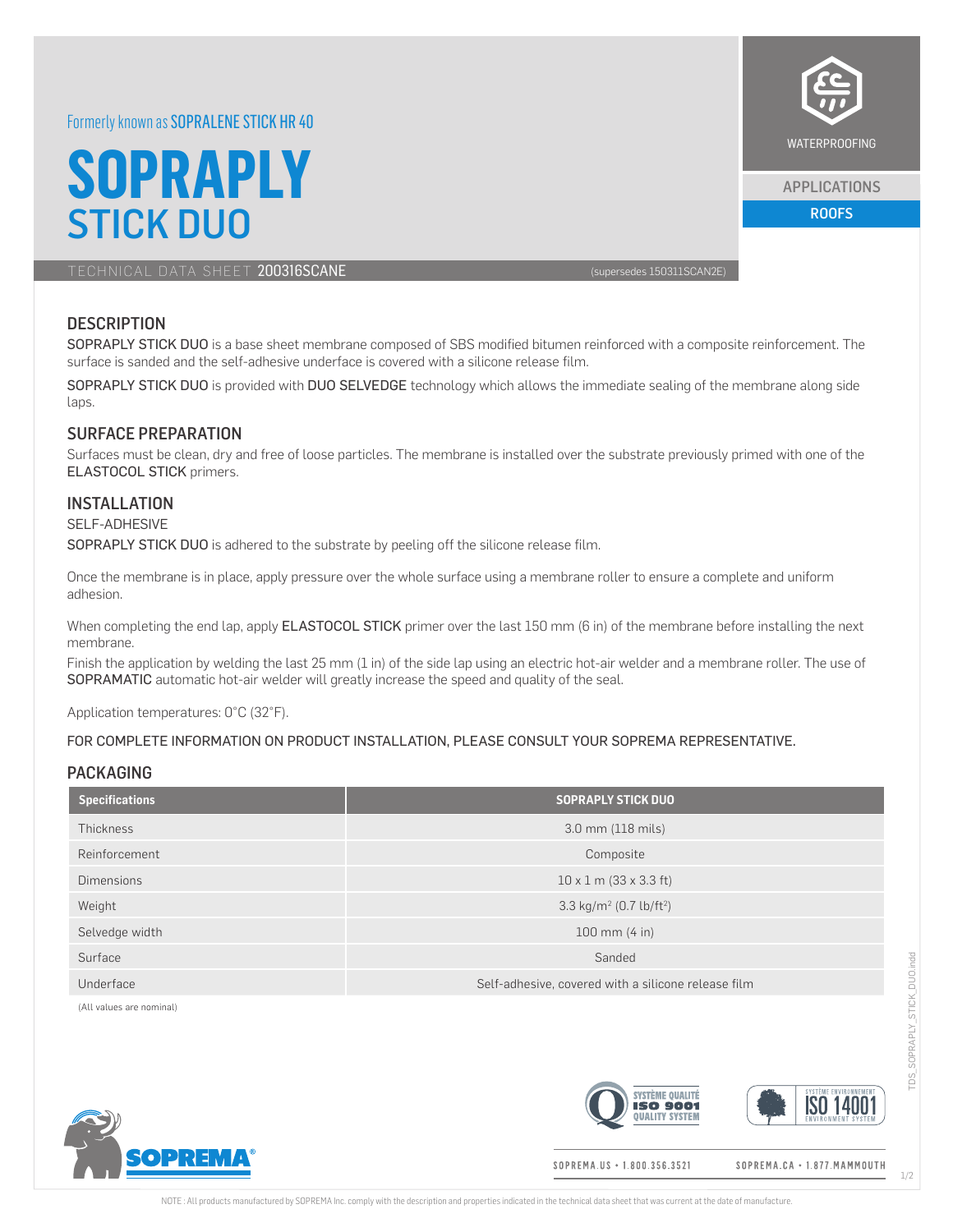Formerly known as SOPRALENE STICK HR 40

# SOPRAPLY STICK DUO

WATERPROOFING

APPLICATIONS

ROOFS

TECHNICAL DATA SHEET 200316SCANE (supersedes 150311SCAN2E)

## DESCRIPTION

SOPRAPLY STICK DUO is a base sheet membrane composed of SBS modified bitumen reinforced with a composite reinforcement. The surface is sanded and the self-adhesive underface is covered with a silicone release film.

SOPRAPLY STICK DUO is provided with DUO SELVEDGE technology which allows the immediate sealing of the membrane along side laps.

## SURFACE PREPARATION

Surfaces must be clean, dry and free of loose particles. The membrane is installed over the substrate previously primed with one of the ELASTOCOL STICK primers.

## INSTALLATION

SELF-ADHESIVE

SOPRAPLY STICK DUO is adhered to the substrate by peeling off the silicone release film.

Once the membrane is in place, apply pressure over the whole surface using a membrane roller to ensure a complete and uniform adhesion.

When completing the end lap, apply ELASTOCOL STICK primer over the last 150 mm (6 in) of the membrane before installing the next membrane.

Finish the application by welding the last 25 mm (1 in) of the side lap using an electric hot-air welder and a membrane roller. The use of SOPRAMATIC automatic hot-air welder will greatly increase the speed and quality of the seal.

Application temperatures: 0°C (32°F).

FOR COMPLETE INFORMATION ON PRODUCT INSTALLATION, PLEASE CONSULT YOUR SOPREMA REPRESENTATIVE.

## PACKAGING

| Specifications | SOPRAPLY STICK DUO |
|---|---|
| Thickness | 3.0 mm (118 mils) |
| Reinforcement | Composite |
| Dimensions | 10 x 1 m (33 x 3.3 ft) |
| Weight | 3.3 kg/m$^2$ (0.7 lb/ft$^2$) |
| Selvedge width | 100 mm (4 in) |
| Surface | Sanded |
| Underface | Self-adhesive, covered with a silicone release film |

(All values are nominal)

SOPREMA.US • 1.800.356.3521 SOPREMA.CA • 1.877.MAMMOUTH

NOTE : All products manufactured by SOPREMA Inc. comply with the description and properties indicated in the technical data sheet that was current at the date of manufacture.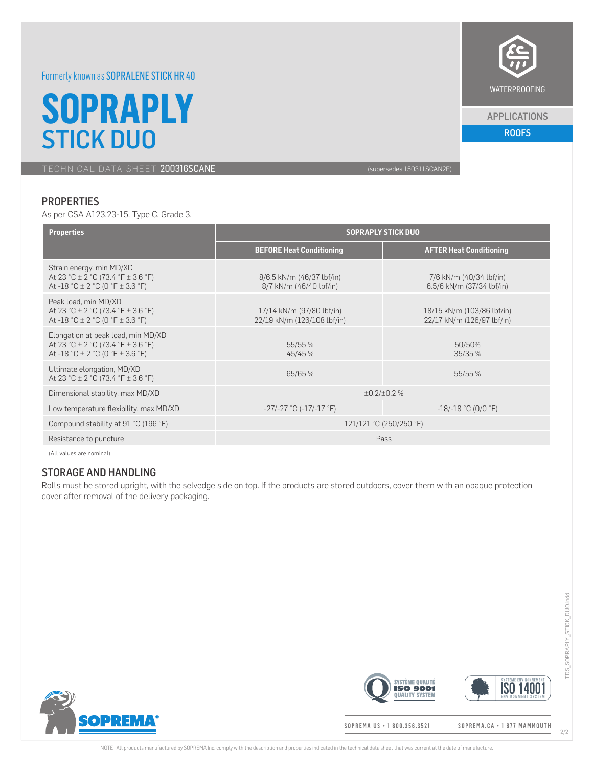Formerly known as SOPRALENE STICK HR 40

# SOPRAPLY STICK DUO

WATERPROOFING

APPLICATIONS

ROOFS

TECHNICAL DATA SHEET 200316SCANE (supersedes 150311SCAN2E)

## PROPERTIES

As per CSA A123.23-15, Type C, Grade 3.

| Properties | SOPRAPLY STICK DUO | |
|---|---|---|
| | **BEFORE Heat Conditioning** | **AFTER Heat Conditioning** |
| Strain energy, min MD/XD<br>At 23 °C ± 2 °C (73.4 °F ± 3.6 °F)<br>At -18 °C ± 2 °C (0 °F ± 3.6 °F) | 8/6.5 kN/m (46/37 lbf/in)<br>8/7 kN/m (46/40 lbf/in) | 7/6 kN/m (40/34 lbf/in)<br>6.5/6 kN/m (37/34 lbf/in) |
| Peak load, min MD/XD<br>At 23 °C ± 2 °C (73.4 °F ± 3.6 °F)<br>At -18 °C ± 2 °C (0 °F ± 3.6 °F) | 17/14 kN/m (97/80 lbf/in)<br>22/19 kN/m (126/108 lbf/in) | 18/15 kN/m (103/86 lbf/in)<br>22/17 kN/m (126/97 lbf/in) |
| Elongation at peak load, min MD/XD<br>At 23 °C ± 2 °C (73.4 °F ± 3.6 °F)<br>At -18 °C ± 2 °C (0 °F ± 3.6 °F) | 55/55 %<br>45/45 % | 50/50%<br>35/35 % |
| Ultimate elongation, MD/XD<br>At 23 °C ± 2 °C (73.4 °F ± 3.6 °F) | 65/65 % | 55/55 % |
| Dimensional stability, max MD/XD | ±0.2/±0.2 % | |
| Low temperature flexibility, max MD/XD | -27/-27 °C (-17/-17 °F) | -18/-18 °C (0/0 °F) |
| Compound stability at 91 °C (196 °F) | 121/121 °C (250/250 °F) | |
| Resistance to puncture | Pass | |

(All values are nominal)

## STORAGE AND HANDLING

Rolls must be stored upright, with the selvedge side on top. If the products are stored outdoors, cover them with an opaque protection cover after removal of the delivery packaging.

SYSTÈME QUALITÉ ISO 9001 QUALITY SYSTEM

SYSTÈME ENVIRONNEMENT ISO 14001 ENVIRONMENT SYSTEM

SOPREMA®

SOPREMA.US • 1.800.356.3521 SOPREMA.CA • 1.877.MAMMOUTH

NOTE : All products manufactured by SOPREMA Inc. comply with the description and properties indicated in the technical data sheet that was current at the date of manufacture.